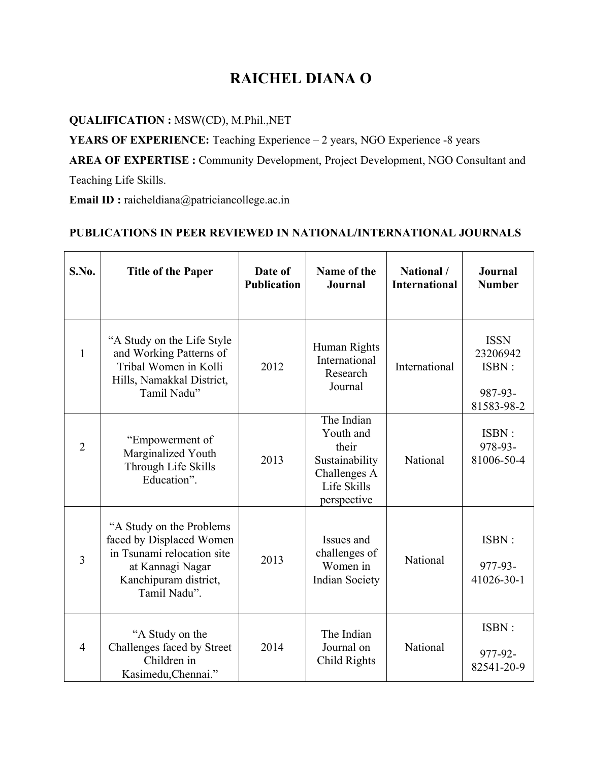# RAICHEL DIANA O

**QUALIFICATION :** MSW(CD), M.Phil.,NET

**YEARS OF EXPERIENCE:** Teaching Experience – 2 years, NGO Experience -8 years

**AREA OF EXPERTISE :** Community Development, Project Development, NGO Consultant and Teaching Life Skills.

**Email ID :** raicheldiana@patriciancollege.ac.in

## PUBLICATIONS IN PEER REVIEWED IN NATIONAL/INTERNATIONAL JOURNALS

| S.No. | Title of the Paper | Date of Publication | Name of the Journal | National / International | Journal Number |
|---|---|---|---|---|---|
| 1 | "A Study on the Life Style and Working Patterns of Tribal Women in Kolli Hills, Namakkal District, Tamil Nadu" | 2012 | Human Rights International Research Journal | International | ISSN 23206942 ISBN : 987-93-81583-98-2 |
| 2 | "Empowerment of Marginalized Youth Through Life Skills Education". | 2013 | The Indian Youth and their Sustainability Challenges A Life Skills perspective | National | ISBN : 978-93-81006-50-4 |
| 3 | "A Study on the Problems faced by Displaced Women in Tsunami relocation site at Kannagi Nagar Kanchipuram district, Tamil Nadu". | 2013 | Issues and challenges of Women in Indian Society | National | ISBN : 977-93-41026-30-1 |
| 4 | "A Study on the Challenges faced by Street Children in Kasimedu,Chennai." | 2014 | The Indian Journal on Child Rights | National | ISBN : 977-92-82541-20-9 |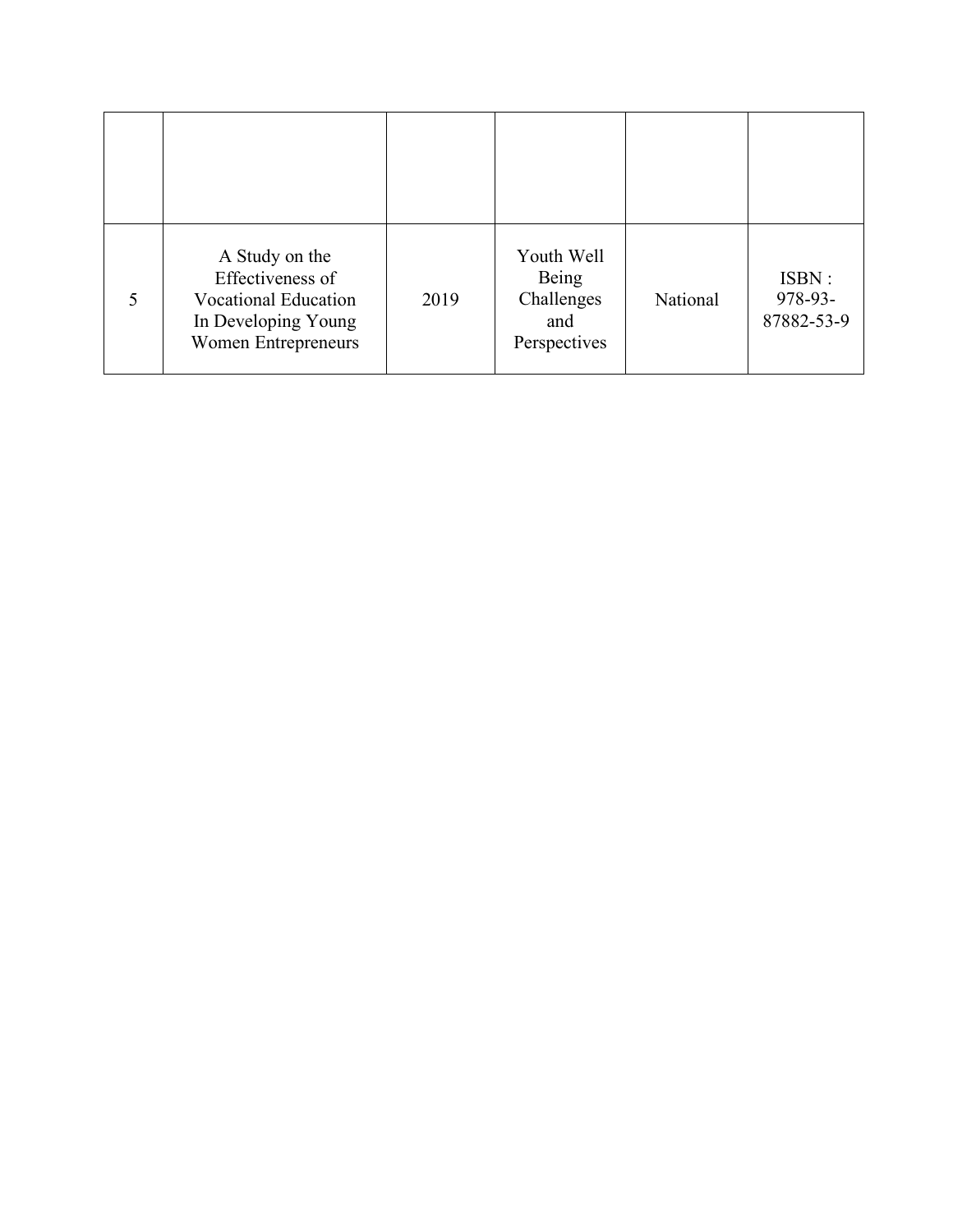| | | | | | |
|---|---|---|---|---|---|
| | | | | | |
| 5 | A Study on the Effectiveness of Vocational Education In Developing Young Women Entrepreneurs | 2019 | Youth Well Being Challenges and Perspectives | National | ISBN : 978-93-87882-53-9 |